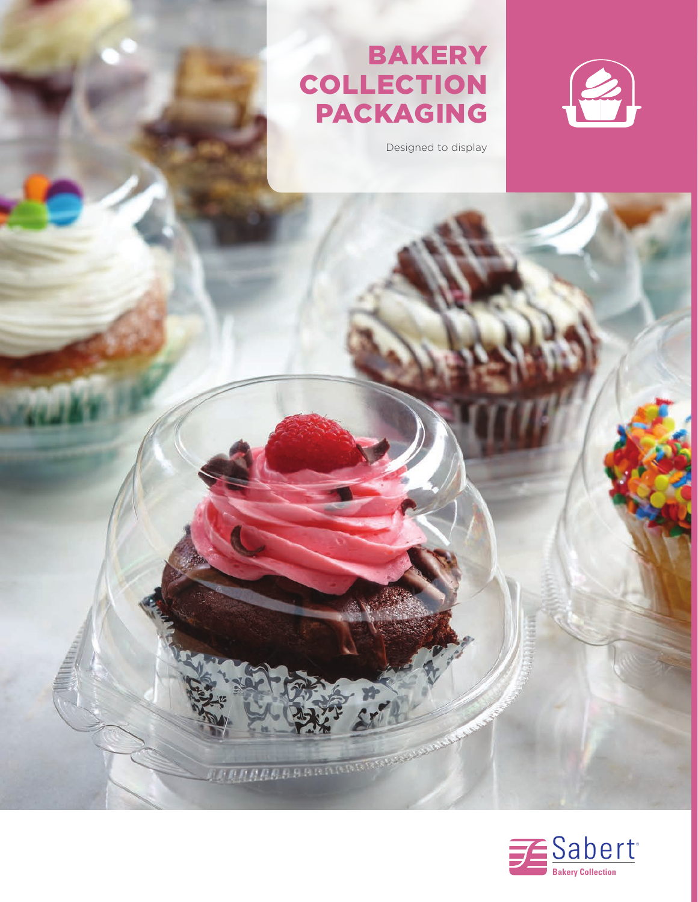# BAKERY COLLECTION PACKAGING

Designed to display

Sabert®
Bakery Collection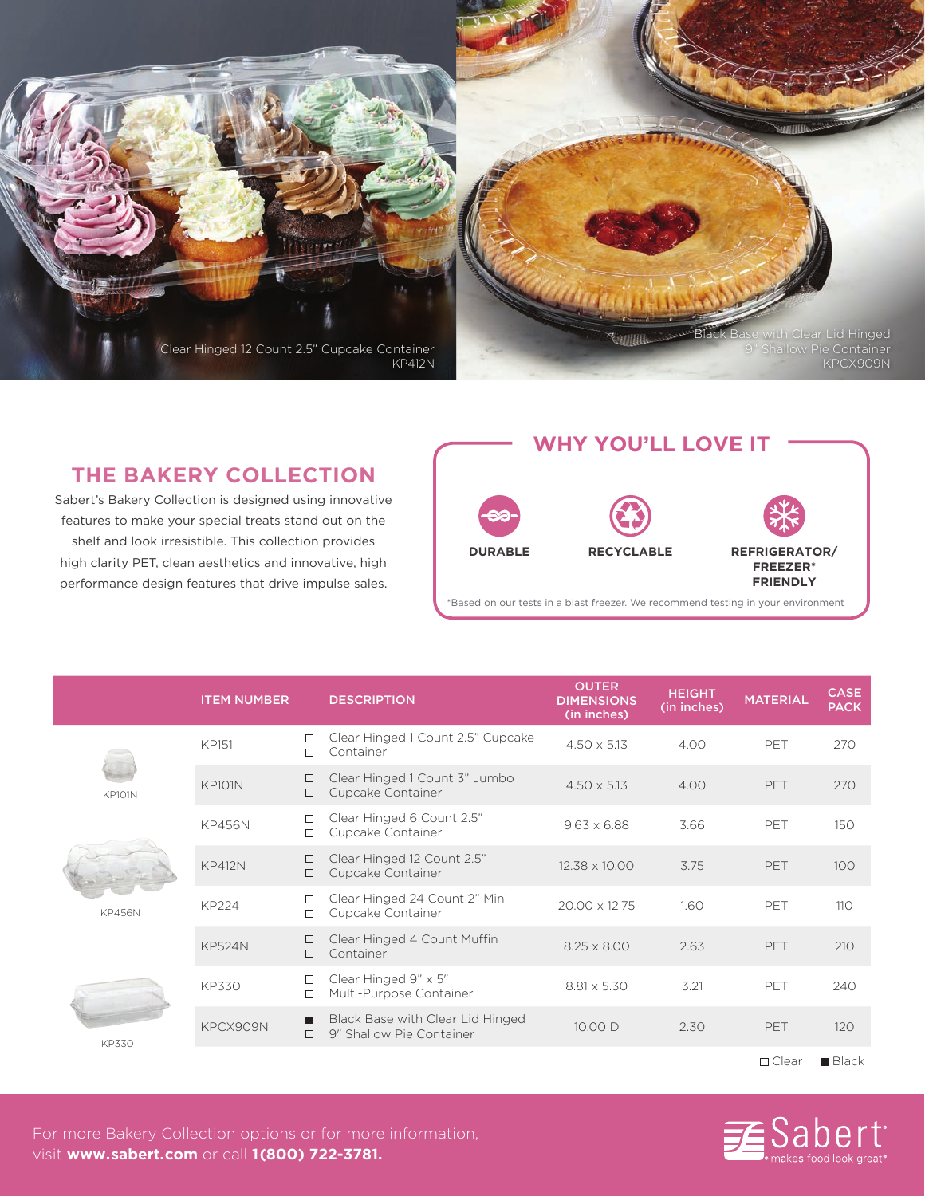Clear Hinged 12 Count 2.5" Cupcake Container
KP412N

Black Base with Clear Lid Hinged
9" Shallow Pie Container
KPCX909N

## THE BAKERY COLLECTION

Sabert's Bakery Collection is designed using innovative features to make your special treats stand out on the shelf and look irresistible. This collection provides high clarity PET, clean aesthetics and innovative, high performance design features that drive impulse sales.

## WHY YOU'LL LOVE IT

**DURABLE**

**RECYCLABLE**

**REFRIGERATOR/ FREEZER* FRIENDLY**

*Based on our tests in a blast freezer. We recommend testing in your environment

| | ITEM NUMBER | | DESCRIPTION | OUTER DIMENSIONS (in inches) | HEIGHT (in inches) | MATERIAL | CASE PACK |
|---|---|---|---|---|---|---|---|
| KP101N | KP151 | □ □ | Clear Hinged 1 Count 2.5" Cupcake Container | 4.50 x 5.13 | 4.00 | PET | 270 |
| | KP101N | □ □ | Clear Hinged 1 Count 3" Jumbo Cupcake Container | 4.50 x 5.13 | 4.00 | PET | 270 |
| KP456N | KP456N | □ □ | Clear Hinged 6 Count 2.5" Cupcake Container | 9.63 x 6.88 | 3.66 | PET | 150 |
| | KP412N | □ □ | Clear Hinged 12 Count 2.5" Cupcake Container | 12.38 x 10.00 | 3.75 | PET | 100 |
| | KP224 | □ □ | Clear Hinged 24 Count 2" Mini Cupcake Container | 20.00 x 12.75 | 1.60 | PET | 110 |
| KP330 | KP524N | □ □ | Clear Hinged 4 Count Muffin Container | 8.25 x 8.00 | 2.63 | PET | 210 |
| | KP330 | □ □ | Clear Hinged 9" x 5" Multi-Purpose Container | 8.81 x 5.30 | 3.21 | PET | 240 |
| | KPCX909N | ■ □ | Black Base with Clear Lid Hinged 9" Shallow Pie Container | 10.00 D | 2.30 | PET | 120 |

□ Clear ■ Black

For more Bakery Collection options or for more information, visit **www.sabert.com** or call **1(800) 722-3781.**

Sabert
makes food look great®